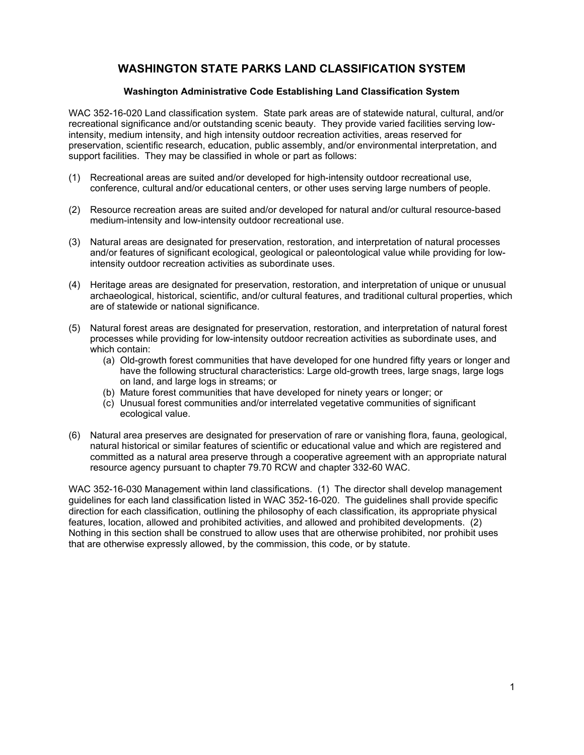# WASHINGTON STATE PARKS LAND CLASSIFICATION SYSTEM

### Washington Administrative Code Establishing Land Classification System

WAC 352-16-020 Land classification system. State park areas are of statewide natural, cultural, and/or recreational significance and/or outstanding scenic beauty. They provide varied facilities serving low-intensity, medium intensity, and high intensity outdoor recreation activities, areas reserved for preservation, scientific research, education, public assembly, and/or environmental interpretation, and support facilities. They may be classified in whole or part as follows:

(1) Recreational areas are suited and/or developed for high-intensity outdoor recreational use, conference, cultural and/or educational centers, or other uses serving large numbers of people.

(2) Resource recreation areas are suited and/or developed for natural and/or cultural resource-based medium-intensity and low-intensity outdoor recreational use.

(3) Natural areas are designated for preservation, restoration, and interpretation of natural processes and/or features of significant ecological, geological or paleontological value while providing for low-intensity outdoor recreation activities as subordinate uses.

(4) Heritage areas are designated for preservation, restoration, and interpretation of unique or unusual archaeological, historical, scientific, and/or cultural features, and traditional cultural properties, which are of statewide or national significance.

(5) Natural forest areas are designated for preservation, restoration, and interpretation of natural forest processes while providing for low-intensity outdoor recreation activities as subordinate uses, and which contain:
   - (a) Old-growth forest communities that have developed for one hundred fifty years or longer and have the following structural characteristics: Large old-growth trees, large snags, large logs on land, and large logs in streams; or
   - (b) Mature forest communities that have developed for ninety years or longer; or
   - (c) Unusual forest communities and/or interrelated vegetative communities of significant ecological value.

(6) Natural area preserves are designated for preservation of rare or vanishing flora, fauna, geological, natural historical or similar features of scientific or educational value and which are registered and committed as a natural area preserve through a cooperative agreement with an appropriate natural resource agency pursuant to chapter 79.70 RCW and chapter 332-60 WAC.

WAC 352-16-030 Management within land classifications. (1) The director shall develop management guidelines for each land classification listed in WAC 352-16-020. The guidelines shall provide specific direction for each classification, outlining the philosophy of each classification, its appropriate physical features, location, allowed and prohibited activities, and allowed and prohibited developments. (2) Nothing in this section shall be construed to allow uses that are otherwise prohibited, nor prohibit uses that are otherwise expressly allowed, by the commission, this code, or by statute.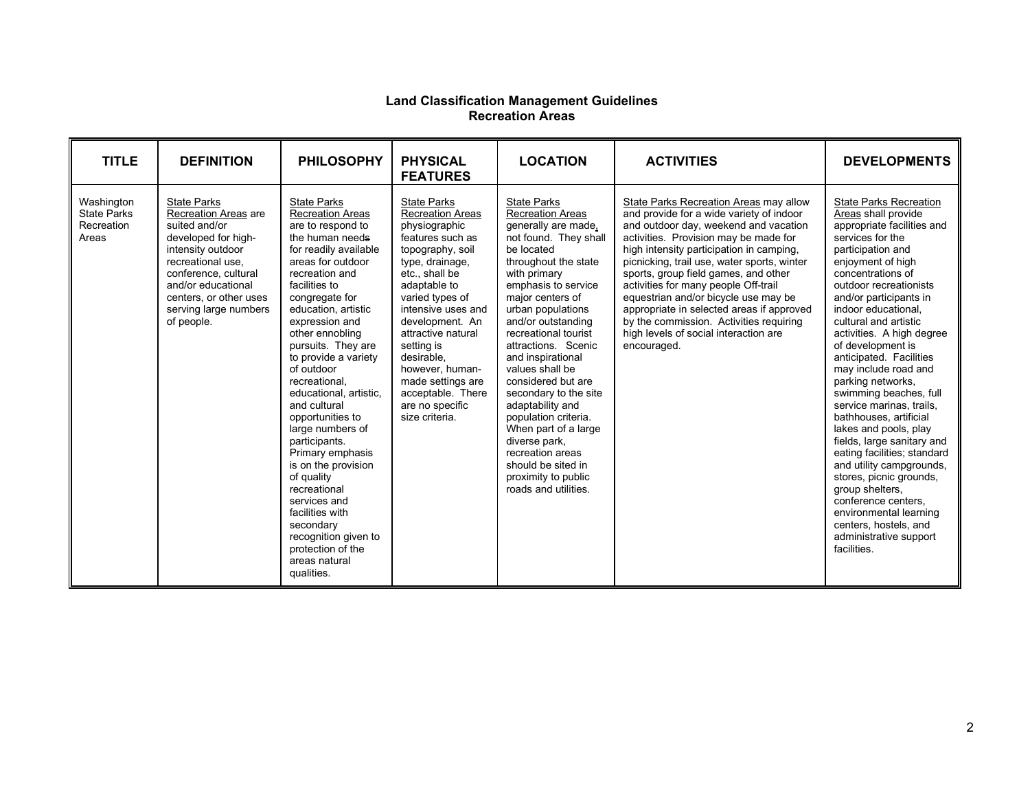## Land Classification Management Guidelines
### Recreation Areas

| TITLE | DEFINITION | PHILOSOPHY | PHYSICAL FEATURES | LOCATION | ACTIVITIES | DEVELOPMENTS |
|---|---|---|---|---|---|---|
| Washington State Parks Recreation Areas | State Parks Recreation Areas are suited and/or developed for high-intensity outdoor recreational use, conference, cultural and/or educational centers, or other uses serving large numbers of people. | State Parks Recreation Areas are to respond to the human needs for readily available areas for outdoor recreation and facilities to congregate for education, artistic expression and other ennobling pursuits. They are to provide a variety of outdoor recreational, educational, artistic, and cultural opportunities to large numbers of participants. Primary emphasis is on the provision of quality recreational services and facilities with secondary recognition given to protection of the areas natural qualities. | State Parks Recreation Areas physiographic features such as topography, soil type, drainage, etc., shall be adaptable to varied types of intensive uses and development. An attractive natural setting is desirable, however, human-made settings are acceptable. There are no specific size criteria. | State Parks Recreation Areas generally are made, not found. They shall be located throughout the state with primary emphasis to service major centers of urban populations and/or outstanding recreational tourist attractions. Scenic and inspirational values shall be considered but are secondary to the site adaptability and population criteria. When part of a large diverse park, recreation areas should be sited in proximity to public roads and utilities. | State Parks Recreation Areas may allow and provide for a wide variety of indoor and outdoor day, weekend and vacation activities. Provision may be made for high intensity participation in camping, picnicking, trail use, water sports, winter sports, group field games, and other activities for many people Off-trail equestrian and/or bicycle use may be appropriate in selected areas if approved by the commission. Activities requiring high levels of social interaction are encouraged. | State Parks Recreation Areas shall provide appropriate facilities and services for the participation and enjoyment of high concentrations of outdoor recreationists and/or participants in indoor educational, cultural and artistic activities. A high degree of development is anticipated. Facilities may include road and parking networks, swimming beaches, full service marinas, trails, bathhouses, artificial lakes and pools, play fields, large sanitary and eating facilities; standard and utility campgrounds, stores, picnic grounds, group shelters, conference centers, environmental learning centers, hostels, and administrative support facilities. |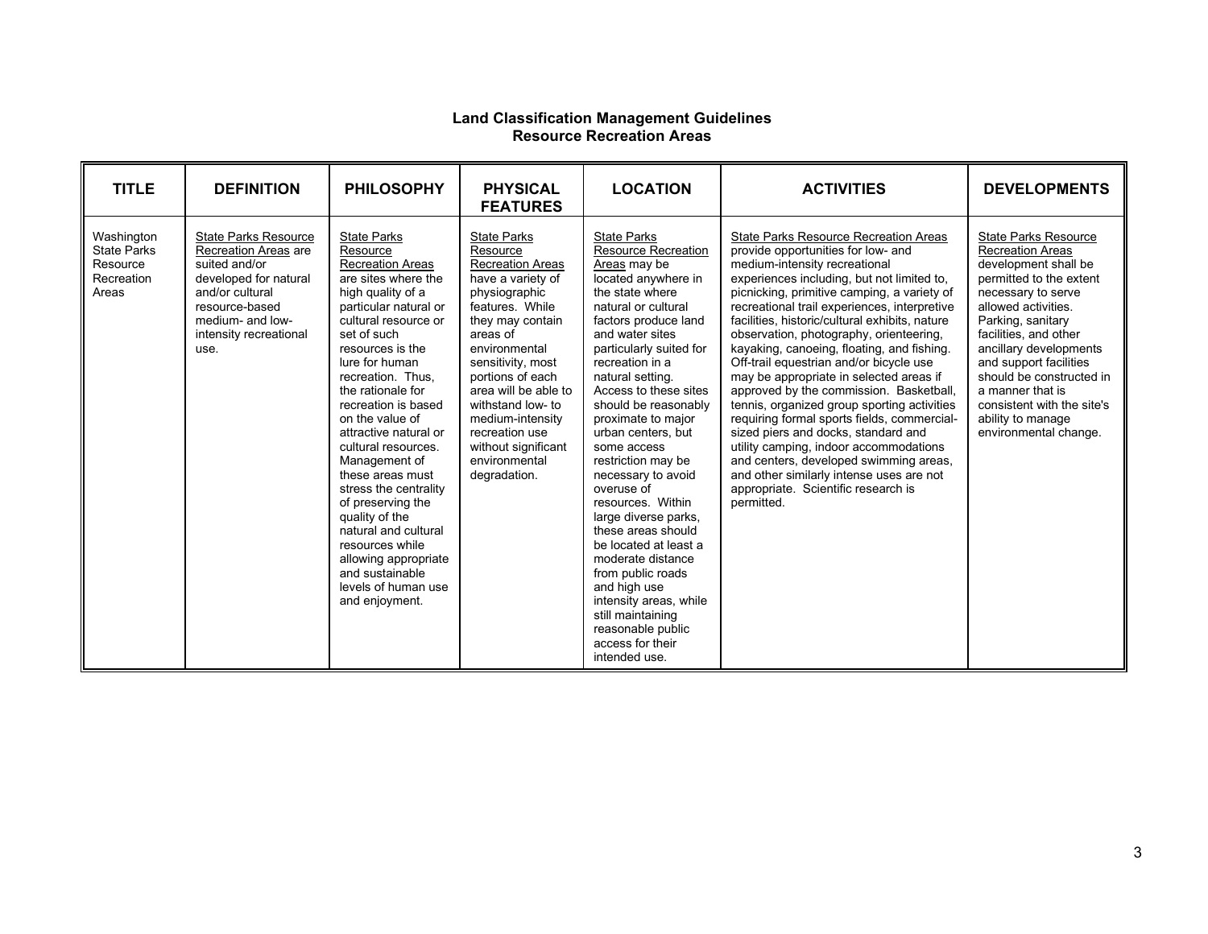## Land Classification Management Guidelines
## Resource Recreation Areas

| TITLE | DEFINITION | PHILOSOPHY | PHYSICAL FEATURES | LOCATION | ACTIVITIES | DEVELOPMENTS |
|---|---|---|---|---|---|---|
| Washington State Parks Resource Recreation Areas | State Parks Resource Recreation Areas are suited and/or developed for natural and/or cultural resource-based medium- and low-intensity recreational use. | State Parks Resource Recreation Areas are sites where the high quality of a particular natural or cultural resource or set of such resources is the lure for human recreation. Thus, the rationale for recreation is based on the value of attractive natural or cultural resources. Management of these areas must stress the centrality of preserving the quality of the natural and cultural resources while allowing appropriate and sustainable levels of human use and enjoyment. | State Parks Resource Recreation Areas have a variety of physiographic features. While they may contain areas of environmental sensitivity, most portions of each area will be able to withstand low- to medium-intensity recreation use without significant environmental degradation. | State Parks Resource Recreation Areas may be located anywhere in the state where natural or cultural factors produce land and water sites particularly suited for recreation in a natural setting. Access to these sites should be reasonably proximate to major urban centers, but some access restriction may be necessary to avoid overuse of resources. Within large diverse parks, these areas should be located at least a moderate distance from public roads and high use intensity areas, while still maintaining reasonable public access for their intended use. | State Parks Resource Recreation Areas provide opportunities for low- and medium-intensity recreational experiences including, but not limited to, picnicking, primitive camping, a variety of recreational trail experiences, interpretive facilities, historic/cultural exhibits, nature observation, photography, orienteering, kayaking, canoeing, floating, and fishing. Off-trail equestrian and/or bicycle use may be appropriate in selected areas if approved by the commission. Basketball, tennis, organized group sporting activities requiring formal sports fields, commercial-sized piers and docks, standard and utility camping, indoor accommodations and centers, developed swimming areas, and other similarly intense uses are not appropriate. Scientific research is permitted. | State Parks Resource Recreation Areas development shall be permitted to the extent necessary to serve allowed activities. Parking, sanitary facilities, and other ancillary developments and support facilities should be constructed in a manner that is consistent with the site's ability to manage environmental change. |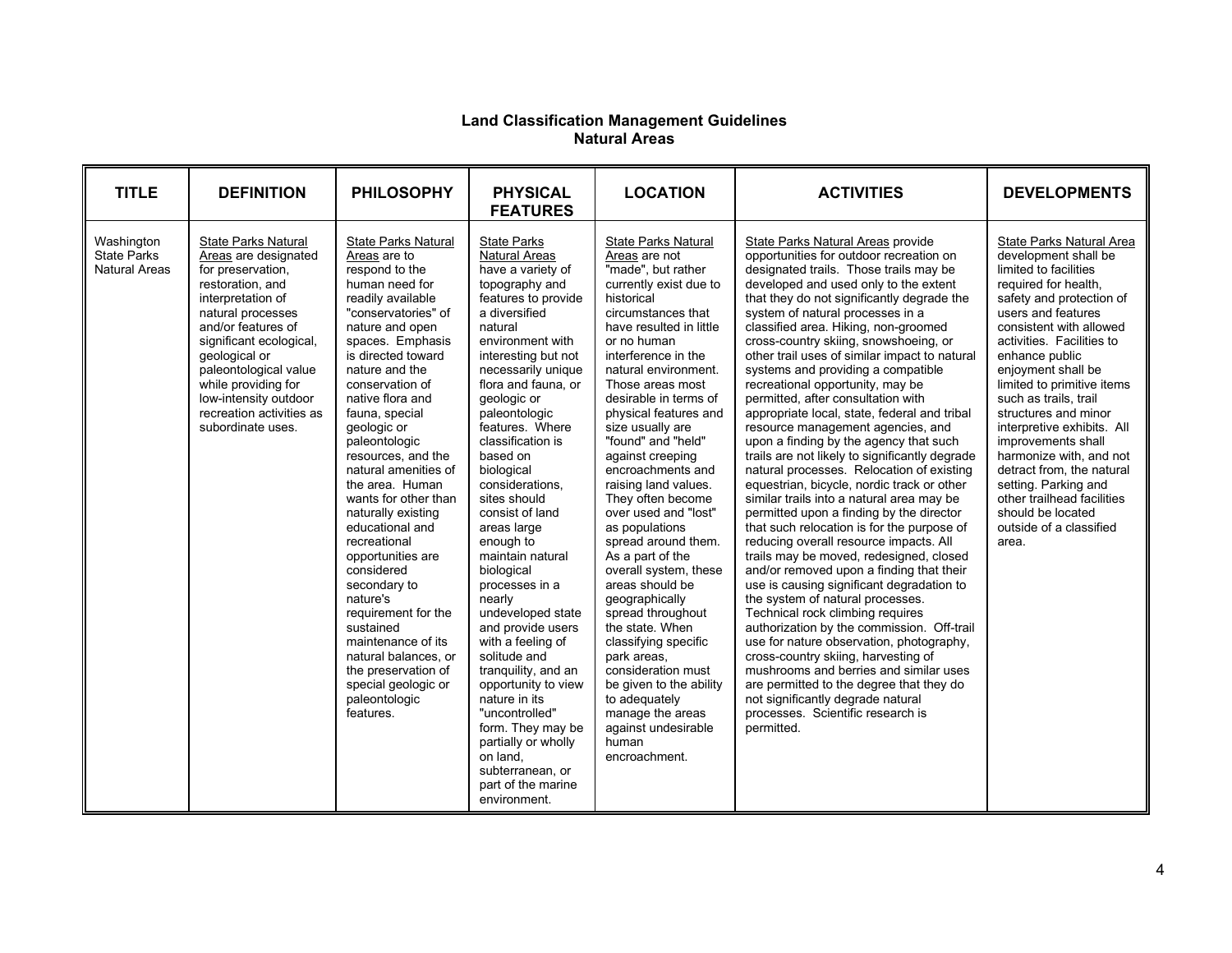**Land Classification Management Guidelines**
**Natural Areas**

| TITLE | DEFINITION | PHILOSOPHY | PHYSICAL FEATURES | LOCATION | ACTIVITIES | DEVELOPMENTS |
|---|---|---|---|---|---|---|
| Washington State Parks Natural Areas | State Parks Natural Areas are designated for preservation, restoration, and interpretation of natural processes and/or features of significant ecological, geological or paleontological value while providing for low-intensity outdoor recreation activities as subordinate uses. | State Parks Natural Areas are to respond to the human need for readily available "conservatories" of nature and open spaces. Emphasis is directed toward nature and the conservation of native flora and fauna, special geologic or paleontologic resources, and the natural amenities of the area. Human wants for other than naturally existing educational and recreational opportunities are considered secondary to nature's requirement for the sustained maintenance of its natural balances, or the preservation of special geologic or paleontologic features. | State Parks Natural Areas have a variety of topography and features to provide a diversified natural environment with interesting but not necessarily unique flora and fauna, or geologic or paleontologic features. Where classification is based on biological considerations, sites should consist of land areas large enough to maintain natural biological processes in a nearly undeveloped state and provide users with a feeling of solitude and tranquility, and an opportunity to view nature in its "uncontrolled" form. They may be partially or wholly on land, subterranean, or part of the marine environment. | State Parks Natural Areas are not "made", but rather currently exist due to historical circumstances that have resulted in little or no human interference in the natural environment. Those areas most desirable in terms of physical features and size usually are "found" and "held" against creeping encroachments and raising land values. They often become over used and "lost" as populations spread around them. As a part of the overall system, these areas should be geographically spread throughout the state. When classifying specific park areas, consideration must be given to the ability to adequately manage the areas against undesirable human encroachment. | State Parks Natural Areas provide opportunities for outdoor recreation on designated trails. Those trails may be developed and used only to the extent that they do not significantly degrade the system of natural processes in a classified area. Hiking, non-groomed cross-country skiing, snowshoeing, or other trail uses of similar impact to natural systems and providing a compatible recreational opportunity, may be permitted, after consultation with appropriate local, state, federal and tribal resource management agencies, and upon a finding by the agency that such trails are not likely to significantly degrade natural processes. Relocation of existing equestrian, bicycle, nordic track or other similar trails into a natural area may be permitted upon a finding by the director that such relocation is for the purpose of reducing overall resource impacts. All trails may be moved, redesigned, closed and/or removed upon a finding that their use is causing significant degradation to the system of natural processes. Technical rock climbing requires authorization by the commission. Off-trail use for nature observation, photography, cross-country skiing, harvesting of mushrooms and berries and similar uses are permitted to the degree that they do not significantly degrade natural processes. Scientific research is permitted. | State Parks Natural Area development shall be limited to facilities required for health, safety and protection of users and features consistent with allowed activities. Facilities to enhance public enjoyment shall be limited to primitive items such as trails, trail structures and minor interpretive exhibits. All improvements shall harmonize with, and not detract from, the natural setting. Parking and other trailhead facilities should be located outside of a classified area. |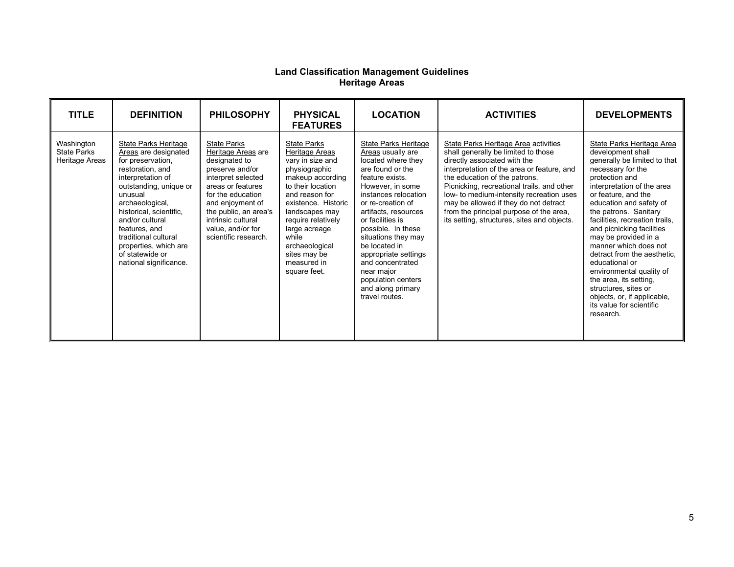## Land Classification Management Guidelines
## Heritage Areas

| TITLE | DEFINITION | PHILOSOPHY | PHYSICAL FEATURES | LOCATION | ACTIVITIES | DEVELOPMENTS |
|---|---|---|---|---|---|---|
| Washington State Parks Heritage Areas | State Parks Heritage Areas are designated for preservation, restoration, and interpretation of outstanding, unique or unusual archaeological, historical, scientific, and/or cultural features, and traditional cultural properties, which are of statewide or national significance. | State Parks Heritage Areas are designated to preserve and/or interpret selected areas or features for the education and enjoyment of the public, an area's intrinsic cultural value, and/or for scientific research. | State Parks Heritage Areas vary in size and physiographic makeup according to their location and reason for existence. Historic landscapes may require relatively large acreage while archaeological sites may be measured in square feet. | State Parks Heritage Areas usually are located where they are found or the feature exists. However, in some instances relocation or re-creation of artifacts, resources or facilities is possible. In these situations they may be located in appropriate settings and concentrated near major population centers and along primary travel routes. | State Parks Heritage Area activities shall generally be limited to those directly associated with the interpretation of the area or feature, and the education of the patrons. Picnicking, recreational trails, and other low- to medium-intensity recreation uses may be allowed if they do not detract from the principal purpose of the area, its setting, structures, sites and objects. | State Parks Heritage Area development shall generally be limited to that necessary for the protection and interpretation of the area or feature, and the education and safety of the patrons. Sanitary facilities, recreation trails, and picnicking facilities may be provided in a manner which does not detract from the aesthetic, educational or environmental quality of the area, its setting, structures, sites or objects, or, if applicable, its value for scientific research. |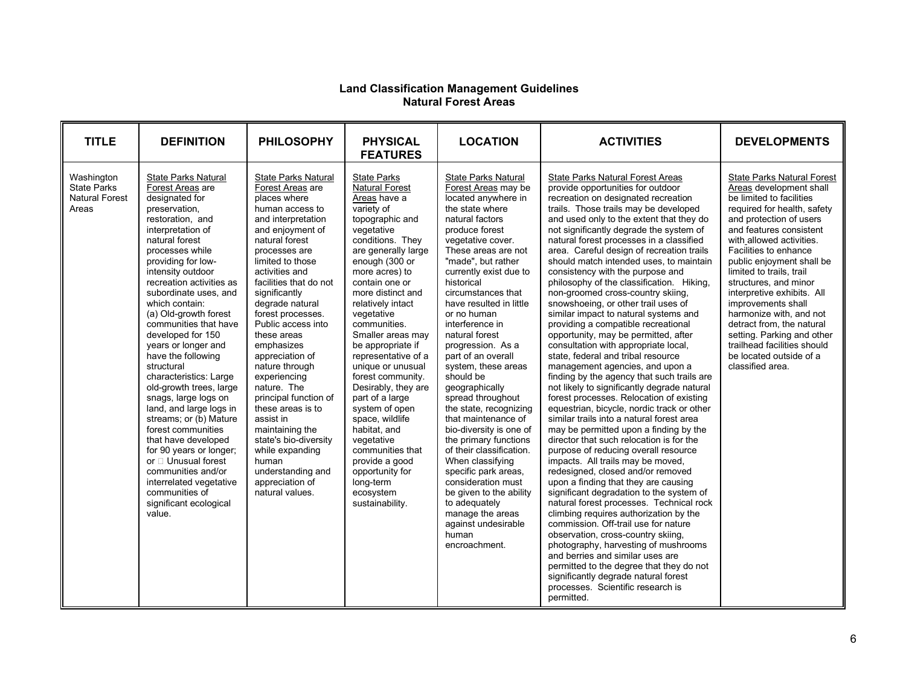## Land Classification Management Guidelines
## Natural Forest Areas

| TITLE | DEFINITION | PHILOSOPHY | PHYSICAL FEATURES | LOCATION | ACTIVITIES | DEVELOPMENTS |
|---|---|---|---|---|---|---|
| Washington State Parks Natural Forest Areas | State Parks Natural Forest Areas are designated for preservation, restoration, and interpretation of natural forest processes while providing for low-intensity outdoor recreation activities as subordinate uses, and which contain: (a) Old-growth forest communities that have developed for 150 years or longer and have the following structural characteristics: Large old-growth trees, large snags, large logs on land, and large logs in streams; or (b) Mature forest communities that have developed for 90 years or longer; or  Unusual forest communities and/or interrelated vegetative communities of significant ecological value. | State Parks Natural Forest Areas are places where human access to and interpretation and enjoyment of natural forest processes are limited to those activities and facilities that do not significantly degrade natural forest processes. Public access into these areas emphasizes appreciation of nature through experiencing nature. The principal function of these areas is to assist in maintaining the state's bio-diversity while expanding human understanding and appreciation of natural values. | State Parks Natural Forest Areas have a variety of topographic and vegetative conditions. They are generally large enough (300 or more acres) to contain one or more distinct and relatively intact vegetative communities. Smaller areas may be appropriate if representative of a unique or unusual forest community. Desirably, they are part of a large system of open space, wildlife habitat, and vegetative communities that provide a good opportunity for long-term ecosystem sustainability. | State Parks Natural Forest Areas may be located anywhere in the state where natural factors produce forest vegetative cover. These areas are not "made", but rather currently exist due to historical circumstances that have resulted in little or no human interference in natural forest progression. As a part of an overall system, these areas should be geographically spread throughout the state, recognizing that maintenance of bio-diversity is one of the primary functions of their classification. When classifying specific park areas, consideration must be given to the ability to adequately manage the areas against undesirable human encroachment. | State Parks Natural Forest Areas provide opportunities for outdoor recreation on designated recreation trails. Those trails may be developed and used only to the extent that they do not significantly degrade the system of natural forest processes in a classified area. Careful design of recreation trails should match intended uses, to maintain consistency with the purpose and philosophy of the classification. Hiking, non-groomed cross-country skiing, snowshoeing, or other trail uses of similar impact to natural systems and providing a compatible recreational opportunity, may be permitted, after consultation with appropriate local, state, federal and tribal resource management agencies, and upon a finding by the agency that such trails are not likely to significantly degrade natural forest processes. Relocation of existing equestrian, bicycle, nordic track or other similar trails into a natural forest area may be permitted upon a finding by the director that such relocation is for the purpose of reducing overall resource impacts. All trails may be moved, redesigned, closed and/or removed upon a finding that they are causing significant degradation to the system of natural forest processes. Technical rock climbing requires authorization by the commission. Off-trail use for nature observation, cross-country skiing, photography, harvesting of mushrooms and berries and similar uses are permitted to the degree that they do not significantly degrade natural forest processes. Scientific research is permitted. | State Parks Natural Forest Areas development shall be limited to facilities required for health, safety and protection of users and features consistent with allowed activities. Facilities to enhance public enjoyment shall be limited to trails, trail structures, and minor interpretive exhibits. All improvements shall harmonize with, and not detract from, the natural setting. Parking and other trailhead facilities should be located outside of a classified area. |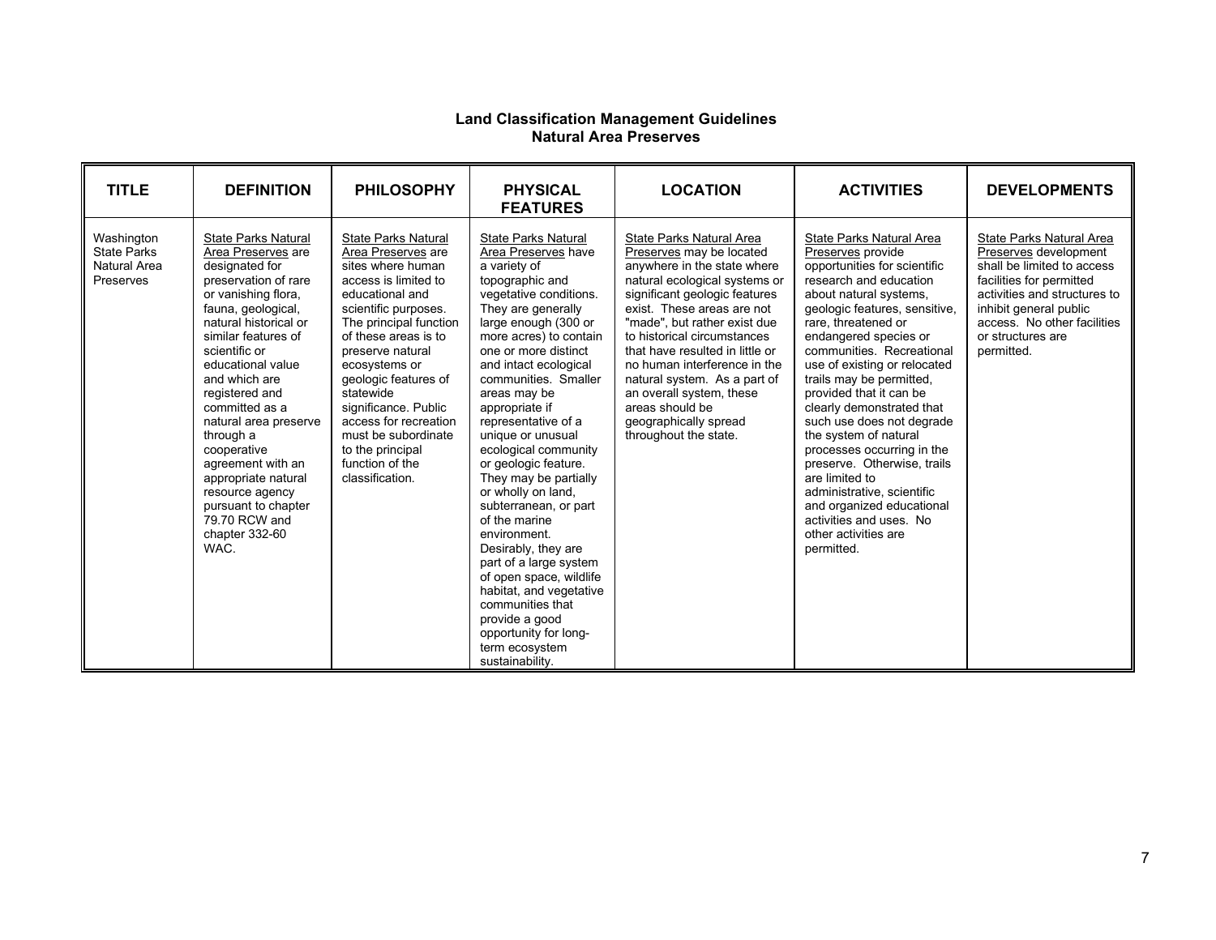**Land Classification Management Guidelines**
**Natural Area Preserves**

| TITLE | DEFINITION | PHILOSOPHY | PHYSICAL FEATURES | LOCATION | ACTIVITIES | DEVELOPMENTS |
|---|---|---|---|---|---|---|
| Washington State Parks Natural Area Preserves | State Parks Natural Area Preserves are designated for preservation of rare or vanishing flora, fauna, geological, natural historical or similar features of scientific or educational value and which are registered and committed as a natural area preserve through a cooperative agreement with an appropriate natural resource agency pursuant to chapter 79.70 RCW and chapter 332-60 WAC. | State Parks Natural Area Preserves are sites where human access is limited to educational and scientific purposes. The principal function of these areas is to preserve natural ecosystems or geologic features of statewide significance. Public access for recreation must be subordinate to the principal function of the classification. | State Parks Natural Area Preserves have a variety of topographic and vegetative conditions. They are generally large enough (300 or more acres) to contain one or more distinct and intact ecological communities. Smaller areas may be appropriate if representative of a unique or unusual ecological community or geologic feature. They may be partially or wholly on land, subterranean, or part of the marine environment. Desirably, they are part of a large system of open space, wildlife habitat, and vegetative communities that provide a good opportunity for long-term ecosystem sustainability. | State Parks Natural Area Preserves may be located anywhere in the state where natural ecological systems or significant geologic features exist. These areas are not "made", but rather exist due to historical circumstances that have resulted in little or no human interference in the natural system. As a part of an overall system, these areas should be geographically spread throughout the state. | State Parks Natural Area Preserves provide opportunities for scientific research and education about natural systems, geologic features, sensitive, rare, threatened or endangered species or communities. Recreational use of existing or relocated trails may be permitted, provided that it can be clearly demonstrated that such use does not degrade the system of natural processes occurring in the preserve. Otherwise, trails are limited to administrative, scientific and organized educational activities and uses. No other activities are permitted. | State Parks Natural Area Preserves development shall be limited to access facilities for permitted activities and structures to inhibit general public access. No other facilities or structures are permitted. |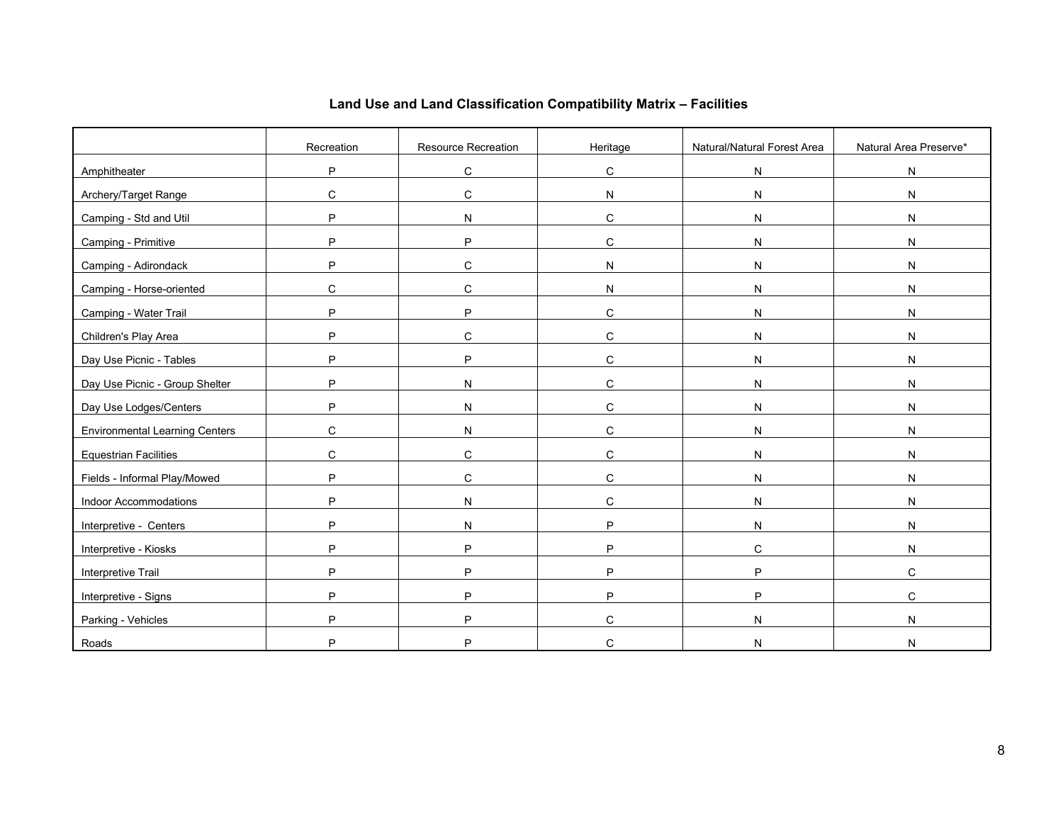## Land Use and Land Classification Compatibility Matrix – Facilities

| | Recreation | Resource Recreation | Heritage | Natural/Natural Forest Area | Natural Area Preserve* |
|---|---|---|---|---|---|
| Amphitheater | P | C | C | N | N |
| Archery/Target Range | C | C | N | N | N |
| Camping - Std and Util | P | N | C | N | N |
| Camping - Primitive | P | P | C | N | N |
| Camping - Adirondack | P | C | N | N | N |
| Camping - Horse-oriented | C | C | N | N | N |
| Camping - Water Trail | P | P | C | N | N |
| Children's Play Area | P | C | C | N | N |
| Day Use Picnic - Tables | P | P | C | N | N |
| Day Use Picnic - Group Shelter | P | N | C | N | N |
| Day Use Lodges/Centers | P | N | C | N | N |
| Environmental Learning Centers | C | N | C | N | N |
| Equestrian Facilities | C | C | C | N | N |
| Fields - Informal Play/Mowed | P | C | C | N | N |
| Indoor Accommodations | P | N | C | N | N |
| Interpretive - Centers | P | N | P | N | N |
| Interpretive - Kiosks | P | P | P | C | N |
| Interpretive Trail | P | P | P | P | C |
| Interpretive - Signs | P | P | P | P | C |
| Parking - Vehicles | P | P | C | N | N |
| Roads | P | P | C | N | N |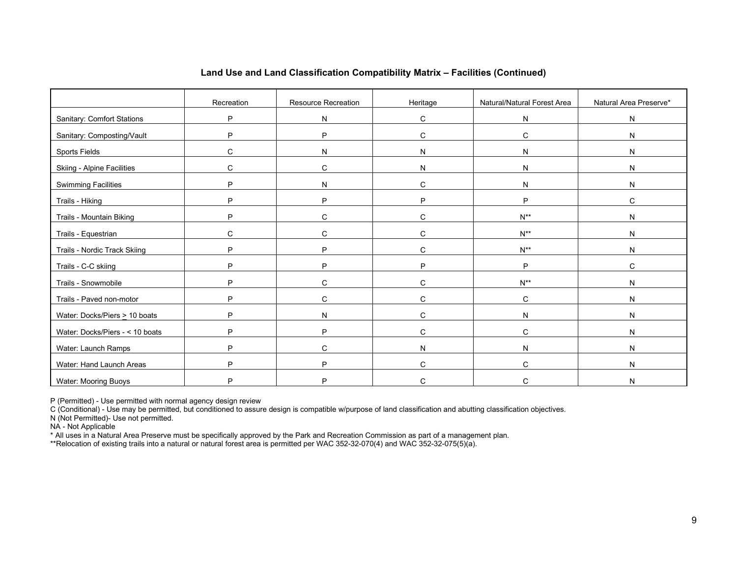**Land Use and Land Classification Compatibility Matrix – Facilities (Continued)**

| | Recreation | Resource Recreation | Heritage | Natural/Natural Forest Area | Natural Area Preserve* |
|---|---|---|---|---|---|
| Sanitary: Comfort Stations | P | N | C | N | N |
| Sanitary: Composting/Vault | P | P | C | C | N |
| Sports Fields | C | N | N | N | N |
| Skiing - Alpine Facilities | C | C | N | N | N |
| Swimming Facilities | P | N | C | N | N |
| Trails - Hiking | P | P | P | P | C |
| Trails - Mountain Biking | P | C | C | N** | N |
| Trails - Equestrian | C | C | C | N** | N |
| Trails - Nordic Track Skiing | P | P | C | N** | N |
| Trails - C-C skiing | P | P | P | P | C |
| Trails - Snowmobile | P | C | C | N** | N |
| Trails - Paved non-motor | P | C | C | C | N |
| Water: Docks/Piers ≥ 10 boats | P | N | C | N | N |
| Water: Docks/Piers - < 10 boats | P | P | C | C | N |
| Water: Launch Ramps | P | C | N | N | N |
| Water: Hand Launch Areas | P | P | C | C | N |
| Water: Mooring Buoys | P | P | C | C | N |

P (Permitted) - Use permitted with normal agency design review
C (Conditional) - Use may be permitted, but conditioned to assure design is compatible w/purpose of land classification and abutting classification objectives.
N (Not Permitted)- Use not permitted.
NA - Not Applicable
* All uses in a Natural Area Preserve must be specifically approved by the Park and Recreation Commission as part of a management plan.
**Relocation of existing trails into a natural or natural forest area is permitted per WAC 352-32-070(4) and WAC 352-32-075(5)(a).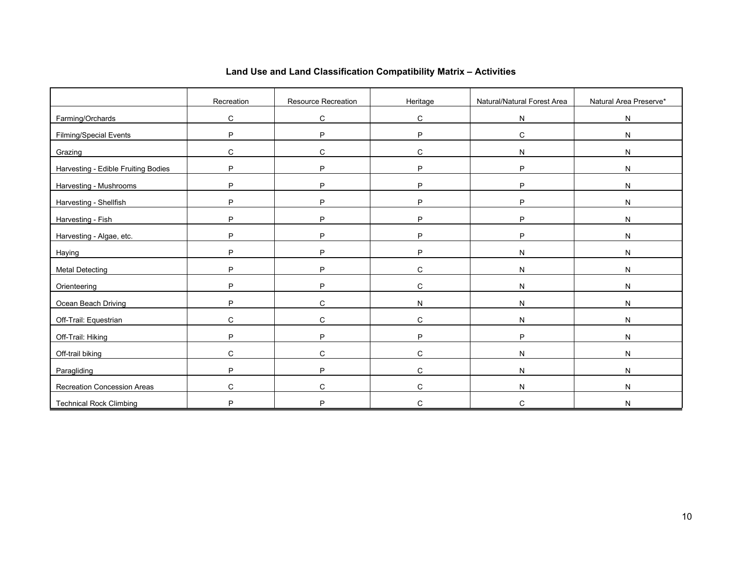## Land Use and Land Classification Compatibility Matrix – Activities

| | Recreation | Resource Recreation | Heritage | Natural/Natural Forest Area | Natural Area Preserve* |
|---|---|---|---|---|---|
| Farming/Orchards | C | C | C | N | N |
| Filming/Special Events | P | P | P | C | N |
| Grazing | C | C | C | N | N |
| Harvesting - Edible Fruiting Bodies | P | P | P | P | N |
| Harvesting - Mushrooms | P | P | P | P | N |
| Harvesting - Shellfish | P | P | P | P | N |
| Harvesting - Fish | P | P | P | P | N |
| Harvesting - Algae, etc. | P | P | P | P | N |
| Haying | P | P | P | N | N |
| Metal Detecting | P | P | C | N | N |
| Orienteering | P | P | C | N | N |
| Ocean Beach Driving | P | C | N | N | N |
| Off-Trail: Equestrian | C | C | C | N | N |
| Off-Trail: Hiking | P | P | P | P | N |
| Off-trail biking | C | C | C | N | N |
| Paragliding | P | P | C | N | N |
| Recreation Concession Areas | C | C | C | N | N |
| Technical Rock Climbing | P | P | C | C | N |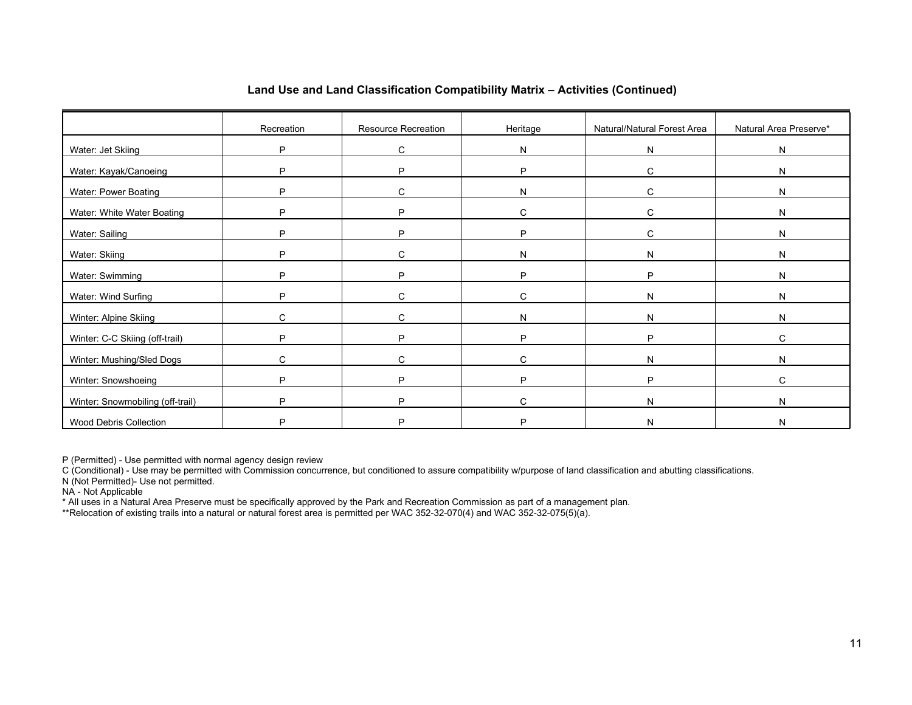## Land Use and Land Classification Compatibility Matrix – Activities (Continued)

| | Recreation | Resource Recreation | Heritage | Natural/Natural Forest Area | Natural Area Preserve* |
|---|---|---|---|---|---|
| Water: Jet Skiing | P | C | N | N | N |
| Water: Kayak/Canoeing | P | P | P | C | N |
| Water: Power Boating | P | C | N | C | N |
| Water: White Water Boating | P | P | C | C | N |
| Water: Sailing | P | P | P | C | N |
| Water: Skiing | P | C | N | N | N |
| Water: Swimming | P | P | P | P | N |
| Water: Wind Surfing | P | C | C | N | N |
| Winter: Alpine Skiing | C | C | N | N | N |
| Winter: C-C Skiing (off-trail) | P | P | P | P | C |
| Winter: Mushing/Sled Dogs | C | C | C | N | N |
| Winter: Snowshoeing | P | P | P | P | C |
| Winter: Snowmobiling (off-trail) | P | P | C | N | N |
| Wood Debris Collection | P | P | P | N | N |

P (Permitted) - Use permitted with normal agency design review
C (Conditional) - Use may be permitted with Commission concurrence, but conditioned to assure compatibility w/purpose of land classification and abutting classifications.
N (Not Permitted)- Use not permitted.
NA - Not Applicable
* All uses in a Natural Area Preserve must be specifically approved by the Park and Recreation Commission as part of a management plan.
**Relocation of existing trails into a natural or natural forest area is permitted per WAC 352-32-070(4) and WAC 352-32-075(5)(a).